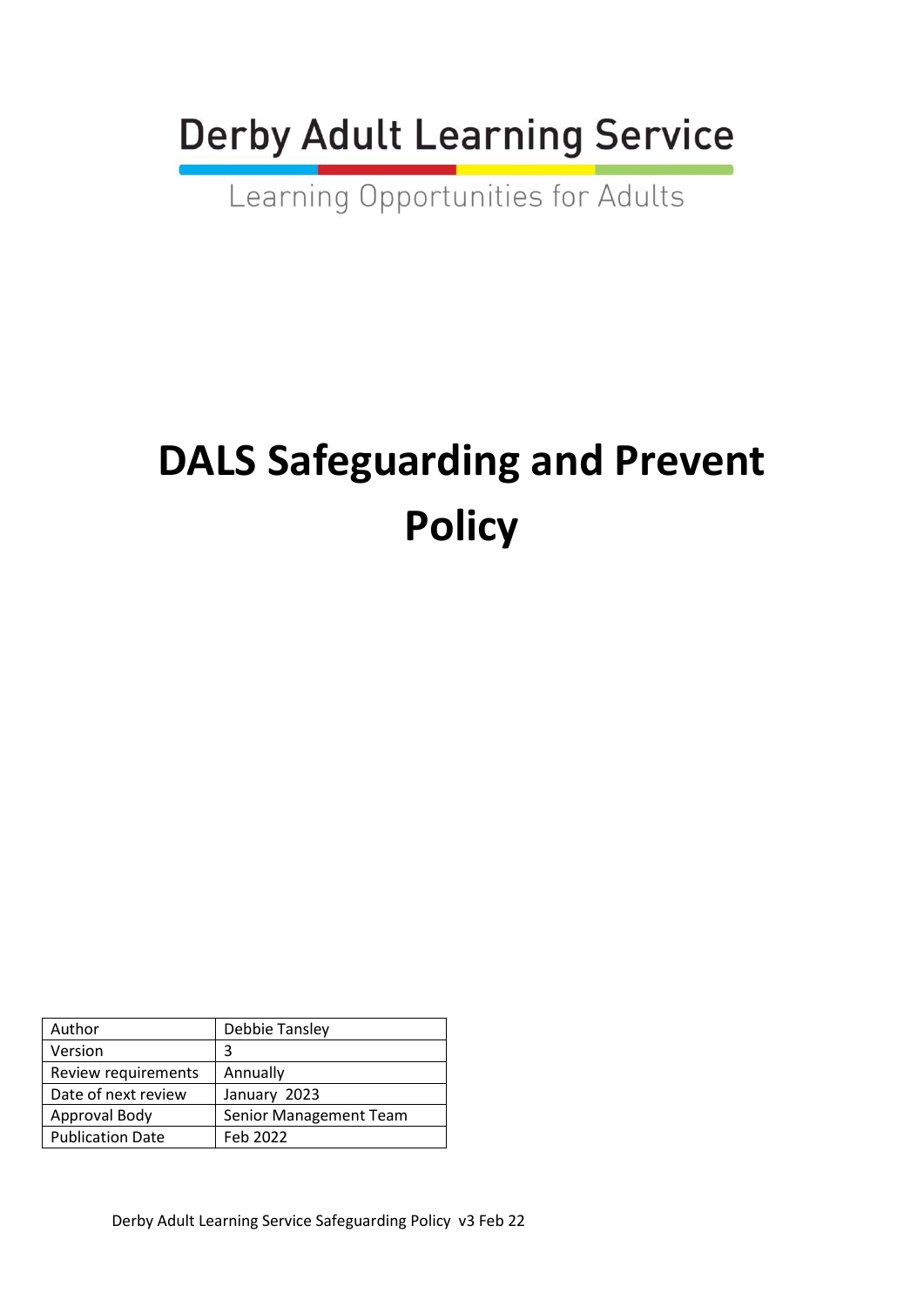Derby Adult Learning Service

Learning Opportunities for Adults

# DALS Safeguarding and Prevent Policy

| Author | Debbie Tansley |
|---|---|
| Version | 3 |
| Review requirements | Annually |
| Date of next review | January 2023 |
| Approval Body | Senior Management Team |
| Publication Date | Feb 2022 |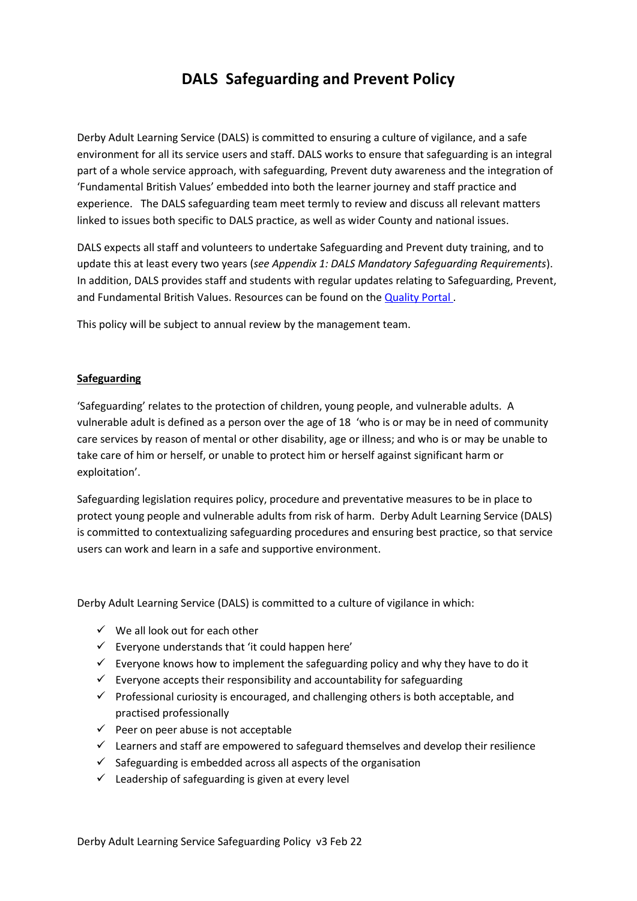# DALS Safeguarding and Prevent Policy

Derby Adult Learning Service (DALS) is committed to ensuring a culture of vigilance, and a safe environment for all its service users and staff. DALS works to ensure that safeguarding is an integral part of a whole service approach, with safeguarding, Prevent duty awareness and the integration of 'Fundamental British Values' embedded into both the learner journey and staff practice and experience. The DALS safeguarding team meet termly to review and discuss all relevant matters linked to issues both specific to DALS practice, as well as wider County and national issues.

DALS expects all staff and volunteers to undertake Safeguarding and Prevent duty training, and to update this at least every two years (*see Appendix 1: DALS Mandatory Safeguarding Requirements*). In addition, DALS provides staff and students with regular updates relating to Safeguarding, Prevent, and Fundamental British Values. Resources can be found on the [Quality Portal](#).

This policy will be subject to annual review by the management team.

**Safeguarding**

'Safeguarding' relates to the protection of children, young people, and vulnerable adults. A vulnerable adult is defined as a person over the age of 18 'who is or may be in need of community care services by reason of mental or other disability, age or illness; and who is or may be unable to take care of him or herself, or unable to protect him or herself against significant harm or exploitation'.

Safeguarding legislation requires policy, procedure and preventative measures to be in place to protect young people and vulnerable adults from risk of harm. Derby Adult Learning Service (DALS) is committed to contextualizing safeguarding procedures and ensuring best practice, so that service users can work and learn in a safe and supportive environment.

Derby Adult Learning Service (DALS) is committed to a culture of vigilance in which:

- ✓ We all look out for each other
- ✓ Everyone understands that 'it could happen here'
- ✓ Everyone knows how to implement the safeguarding policy and why they have to do it
- ✓ Everyone accepts their responsibility and accountability for safeguarding
- ✓ Professional curiosity is encouraged, and challenging others is both acceptable, and practised professionally
- ✓ Peer on peer abuse is not acceptable
- ✓ Learners and staff are empowered to safeguard themselves and develop their resilience
- ✓ Safeguarding is embedded across all aspects of the organisation
- ✓ Leadership of safeguarding is given at every level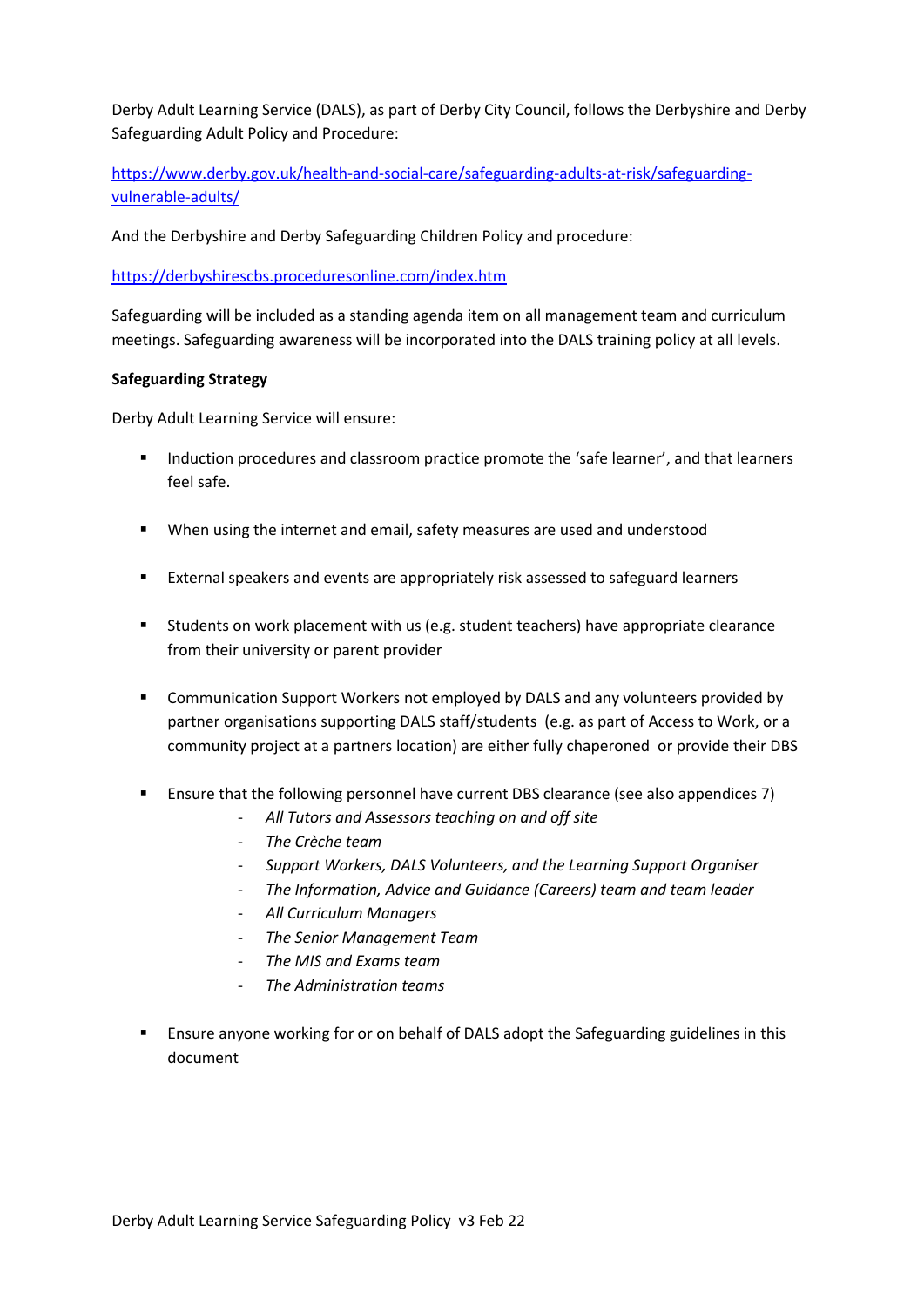Derby Adult Learning Service (DALS), as part of Derby City Council, follows the Derbyshire and Derby Safeguarding Adult Policy and Procedure:

https://www.derby.gov.uk/health-and-social-care/safeguarding-adults-at-risk/safeguarding-vulnerable-adults/

And the Derbyshire and Derby Safeguarding Children Policy and procedure:

https://derbyshirescbs.proceduresonline.com/index.htm

Safeguarding will be included as a standing agenda item on all management team and curriculum meetings. Safeguarding awareness will be incorporated into the DALS training policy at all levels.

**Safeguarding Strategy**

Derby Adult Learning Service will ensure:

- Induction procedures and classroom practice promote the 'safe learner', and that learners feel safe.
- When using the internet and email, safety measures are used and understood
- External speakers and events are appropriately risk assessed to safeguard learners
- Students on work placement with us (e.g. student teachers) have appropriate clearance from their university or parent provider
- Communication Support Workers not employed by DALS and any volunteers provided by partner organisations supporting DALS staff/students (e.g. as part of Access to Work, or a community project at a partners location) are either fully chaperoned or provide their DBS
- Ensure that the following personnel have current DBS clearance (see also appendices 7)
  - *All Tutors and Assessors teaching on and off site*
  - *The Crèche team*
  - *Support Workers, DALS Volunteers, and the Learning Support Organiser*
  - *The Information, Advice and Guidance (Careers) team and team leader*
  - *All Curriculum Managers*
  - *The Senior Management Team*
  - *The MIS and Exams team*
  - *The Administration teams*
- Ensure anyone working for or on behalf of DALS adopt the Safeguarding guidelines in this document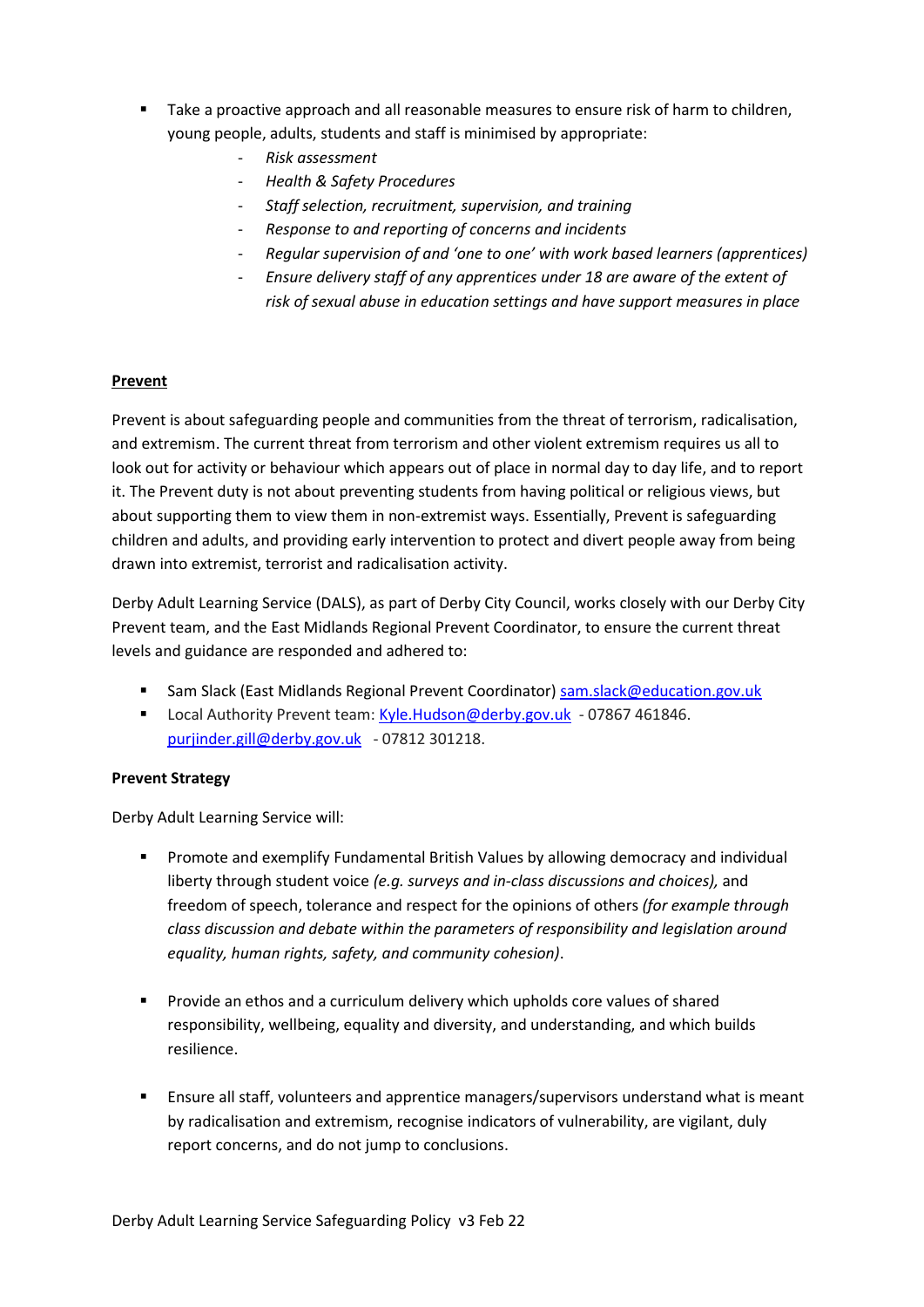- Take a proactive approach and all reasonable measures to ensure risk of harm to children, young people, adults, students and staff is minimised by appropriate:
  - *Risk assessment*
  - *Health & Safety Procedures*
  - *Staff selection, recruitment, supervision, and training*
  - *Response to and reporting of concerns and incidents*
  - *Regular supervision of and 'one to one' with work based learners (apprentices)*
  - *Ensure delivery staff of any apprentices under 18 are aware of the extent of risk of sexual abuse in education settings and have support measures in place*

**<u>Prevent</u>**

Prevent is about safeguarding people and communities from the threat of terrorism, radicalisation, and extremism. The current threat from terrorism and other violent extremism requires us all to look out for activity or behaviour which appears out of place in normal day to day life, and to report it. The Prevent duty is not about preventing students from having political or religious views, but about supporting them to view them in non-extremist ways. Essentially, Prevent is safeguarding children and adults, and providing early intervention to protect and divert people away from being drawn into extremist, terrorist and radicalisation activity.

Derby Adult Learning Service (DALS), as part of Derby City Council, works closely with our Derby City Prevent team, and the East Midlands Regional Prevent Coordinator, to ensure the current threat levels and guidance are responded and adhered to:

- Sam Slack (East Midlands Regional Prevent Coordinator) sam.slack@education.gov.uk
- Local Authority Prevent team: Kyle.Hudson@derby.gov.uk - 07867 461846. purjinder.gill@derby.gov.uk - 07812 301218.

**Prevent Strategy**

Derby Adult Learning Service will:

- Promote and exemplify Fundamental British Values by allowing democracy and individual liberty through student voice *(e.g. surveys and in-class discussions and choices),* and freedom of speech, tolerance and respect for the opinions of others *(for example through class discussion and debate within the parameters of responsibility and legislation around equality, human rights, safety, and community cohesion)*.

- Provide an ethos and a curriculum delivery which upholds core values of shared responsibility, wellbeing, equality and diversity, and understanding, and which builds resilience.

- Ensure all staff, volunteers and apprentice managers/supervisors understand what is meant by radicalisation and extremism, recognise indicators of vulnerability, are vigilant, duly report concerns, and do not jump to conclusions.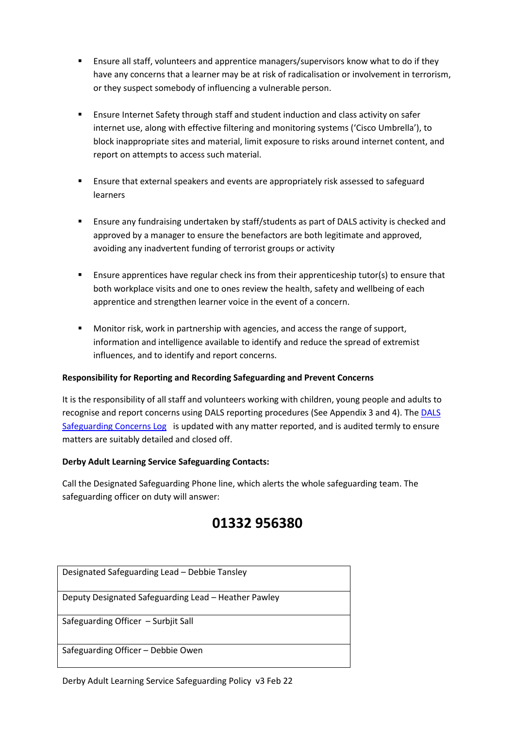- Ensure all staff, volunteers and apprentice managers/supervisors know what to do if they have any concerns that a learner may be at risk of radicalisation or involvement in terrorism, or they suspect somebody of influencing a vulnerable person.

- Ensure Internet Safety through staff and student induction and class activity on safer internet use, along with effective filtering and monitoring systems ('Cisco Umbrella'), to block inappropriate sites and material, limit exposure to risks around internet content, and report on attempts to access such material.

- Ensure that external speakers and events are appropriately risk assessed to safeguard learners

- Ensure any fundraising undertaken by staff/students as part of DALS activity is checked and approved by a manager to ensure the benefactors are both legitimate and approved, avoiding any inadvertent funding of terrorist groups or activity

- Ensure apprentices have regular check ins from their apprenticeship tutor(s) to ensure that both workplace visits and one to ones review the health, safety and wellbeing of each apprentice and strengthen learner voice in the event of a concern.

- Monitor risk, work in partnership with agencies, and access the range of support, information and intelligence available to identify and reduce the spread of extremist influences, and to identify and report concerns.

**Responsibility for Reporting and Recording Safeguarding and Prevent Concerns**

It is the responsibility of all staff and volunteers working with children, young people and adults to recognise and report concerns using DALS reporting procedures (See Appendix 3 and 4). The DALS Safeguarding Concerns Log is updated with any matter reported, and is audited termly to ensure matters are suitably detailed and closed off.

**Derby Adult Learning Service Safeguarding Contacts:**

Call the Designated Safeguarding Phone line, which alerts the whole safeguarding team. The safeguarding officer on duty will answer:

**01332 956380**

| Designated Safeguarding Lead – Debbie Tansley |
|---|
| Deputy Designated Safeguarding Lead – Heather Pawley |
| Safeguarding Officer – Surbjit Sall |
| Safeguarding Officer – Debbie Owen |

Derby Adult Learning Service Safeguarding Policy v3 Feb 22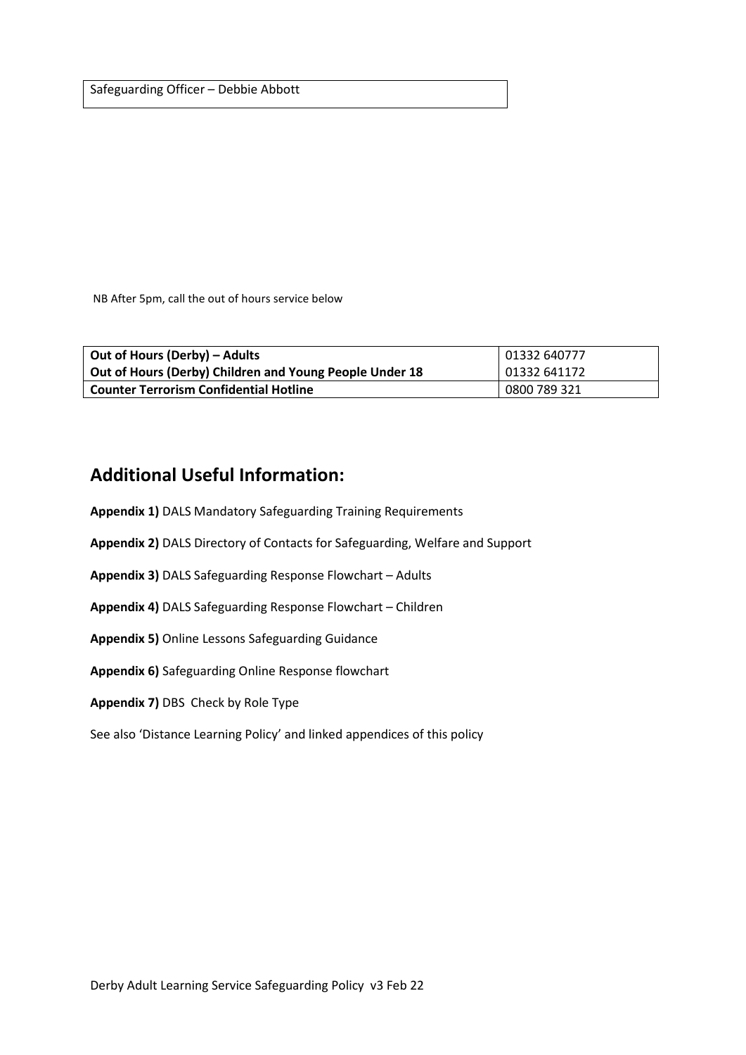| |
|---|
| Safeguarding Officer – Debbie Abbott |

NB After 5pm, call the out of hours service below

| | |
|---|---|
| **Out of Hours (Derby) – Adults** | 01332 640777 |
| **Out of Hours (Derby) Children and Young People Under 18** | 01332 641172 |
| **Counter Terrorism Confidential Hotline** | 0800 789 321 |

## Additional Useful Information:

**Appendix 1)** DALS Mandatory Safeguarding Training Requirements

**Appendix 2)** DALS Directory of Contacts for Safeguarding, Welfare and Support

**Appendix 3)** DALS Safeguarding Response Flowchart – Adults

**Appendix 4)** DALS Safeguarding Response Flowchart – Children

**Appendix 5)** Online Lessons Safeguarding Guidance

**Appendix 6)** Safeguarding Online Response flowchart

**Appendix 7)** DBS Check by Role Type

See also 'Distance Learning Policy' and linked appendices of this policy